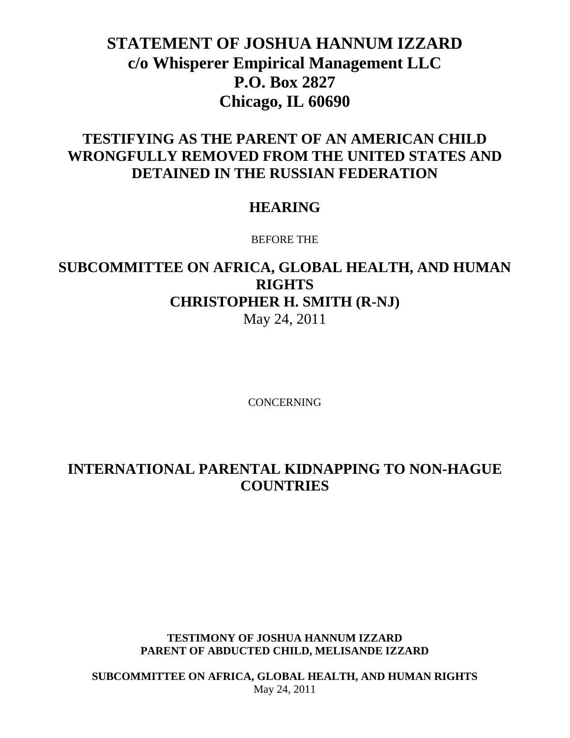# STATEMENT OF JOSHUA HANNUM IZZARD
# c/o Whisperer Empirical Management LLC
# P.O. Box 2827
# Chicago, IL 60690

## TESTIFYING AS THE PARENT OF AN AMERICAN CHILD WRONGFULLY REMOVED FROM THE UNITED STATES AND DETAINED IN THE RUSSIAN FEDERATION

## HEARING

BEFORE THE

## SUBCOMMITTEE ON AFRICA, GLOBAL HEALTH, AND HUMAN RIGHTS
## CHRISTOPHER H. SMITH (R-NJ)

May 24, 2011

CONCERNING

## INTERNATIONAL PARENTAL KIDNAPPING TO NON-HAGUE COUNTRIES

**TESTIMONY OF JOSHUA HANNUM IZZARD**
**PARENT OF ABDUCTED CHILD, MELISANDE IZZARD**

**SUBCOMMITTEE ON AFRICA, GLOBAL HEALTH, AND HUMAN RIGHTS**
May 24, 2011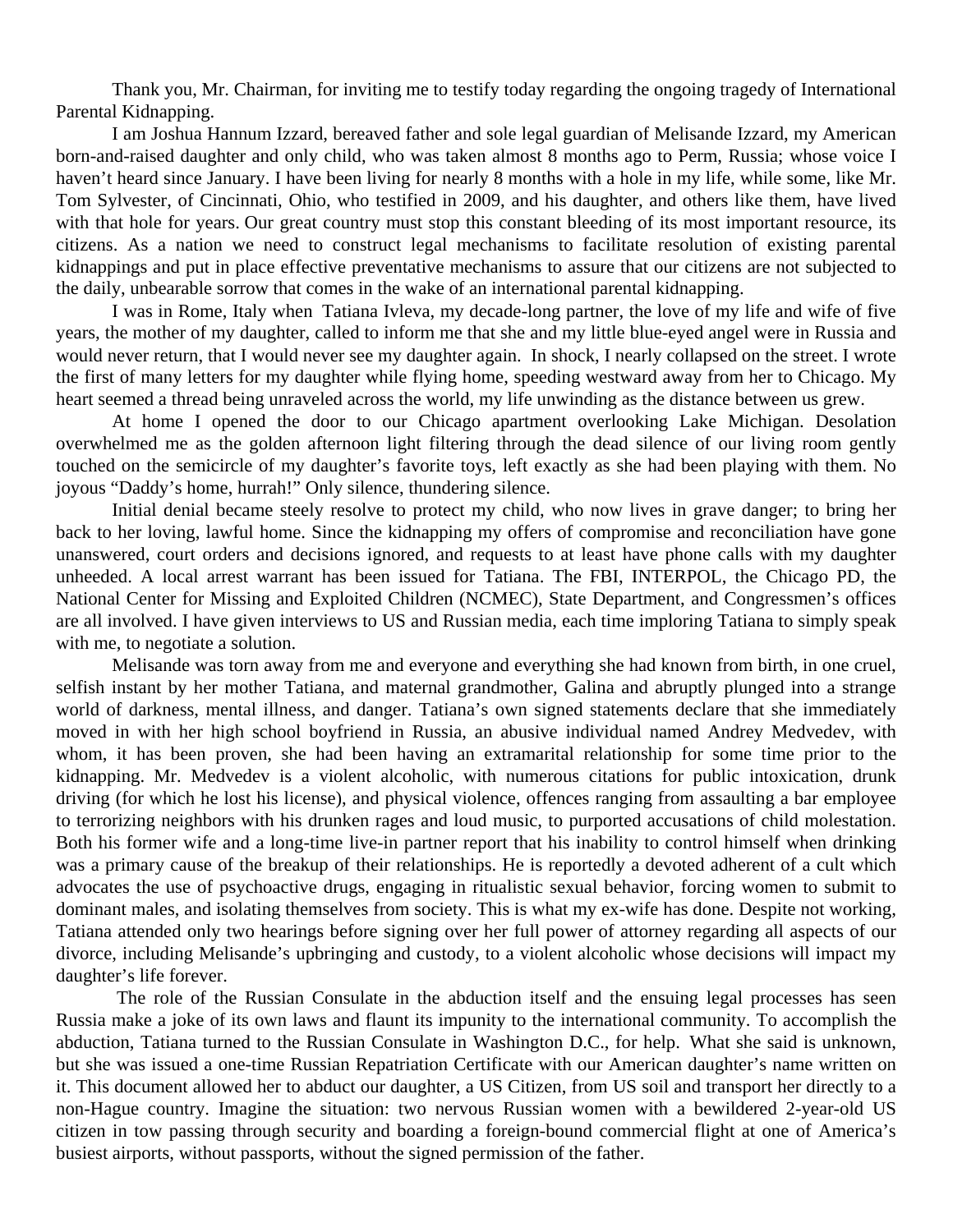Thank you, Mr. Chairman, for inviting me to testify today regarding the ongoing tragedy of International Parental Kidnapping.

I am Joshua Hannum Izzard, bereaved father and sole legal guardian of Melisande Izzard, my American born-and-raised daughter and only child, who was taken almost 8 months ago to Perm, Russia; whose voice I haven't heard since January. I have been living for nearly 8 months with a hole in my life, while some, like Mr. Tom Sylvester, of Cincinnati, Ohio, who testified in 2009, and his daughter, and others like them, have lived with that hole for years. Our great country must stop this constant bleeding of its most important resource, its citizens. As a nation we need to construct legal mechanisms to facilitate resolution of existing parental kidnappings and put in place effective preventative mechanisms to assure that our citizens are not subjected to the daily, unbearable sorrow that comes in the wake of an international parental kidnapping.

I was in Rome, Italy when Tatiana Ivleva, my decade-long partner, the love of my life and wife of five years, the mother of my daughter, called to inform me that she and my little blue-eyed angel were in Russia and would never return, that I would never see my daughter again. In shock, I nearly collapsed on the street. I wrote the first of many letters for my daughter while flying home, speeding westward away from her to Chicago. My heart seemed a thread being unraveled across the world, my life unwinding as the distance between us grew.

At home I opened the door to our Chicago apartment overlooking Lake Michigan. Desolation overwhelmed me as the golden afternoon light filtering through the dead silence of our living room gently touched on the semicircle of my daughter's favorite toys, left exactly as she had been playing with them. No joyous "Daddy's home, hurrah!" Only silence, thundering silence.

Initial denial became steely resolve to protect my child, who now lives in grave danger; to bring her back to her loving, lawful home. Since the kidnapping my offers of compromise and reconciliation have gone unanswered, court orders and decisions ignored, and requests to at least have phone calls with my daughter unheeded. A local arrest warrant has been issued for Tatiana. The FBI, INTERPOL, the Chicago PD, the National Center for Missing and Exploited Children (NCMEC), State Department, and Congressmen's offices are all involved. I have given interviews to US and Russian media, each time imploring Tatiana to simply speak with me, to negotiate a solution.

Melisande was torn away from me and everyone and everything she had known from birth, in one cruel, selfish instant by her mother Tatiana, and maternal grandmother, Galina and abruptly plunged into a strange world of darkness, mental illness, and danger. Tatiana's own signed statements declare that she immediately moved in with her high school boyfriend in Russia, an abusive individual named Andrey Medvedev, with whom, it has been proven, she had been having an extramarital relationship for some time prior to the kidnapping. Mr. Medvedev is a violent alcoholic, with numerous citations for public intoxication, drunk driving (for which he lost his license), and physical violence, offences ranging from assaulting a bar employee to terrorizing neighbors with his drunken rages and loud music, to purported accusations of child molestation. Both his former wife and a long-time live-in partner report that his inability to control himself when drinking was a primary cause of the breakup of their relationships. He is reportedly a devoted adherent of a cult which advocates the use of psychoactive drugs, engaging in ritualistic sexual behavior, forcing women to submit to dominant males, and isolating themselves from society. This is what my ex-wife has done. Despite not working, Tatiana attended only two hearings before signing over her full power of attorney regarding all aspects of our divorce, including Melisande's upbringing and custody, to a violent alcoholic whose decisions will impact my daughter's life forever.

The role of the Russian Consulate in the abduction itself and the ensuing legal processes has seen Russia make a joke of its own laws and flaunt its impunity to the international community. To accomplish the abduction, Tatiana turned to the Russian Consulate in Washington D.C., for help. What she said is unknown, but she was issued a one-time Russian Repatriation Certificate with our American daughter's name written on it. This document allowed her to abduct our daughter, a US Citizen, from US soil and transport her directly to a non-Hague country. Imagine the situation: two nervous Russian women with a bewildered 2-year-old US citizen in tow passing through security and boarding a foreign-bound commercial flight at one of America's busiest airports, without passports, without the signed permission of the father.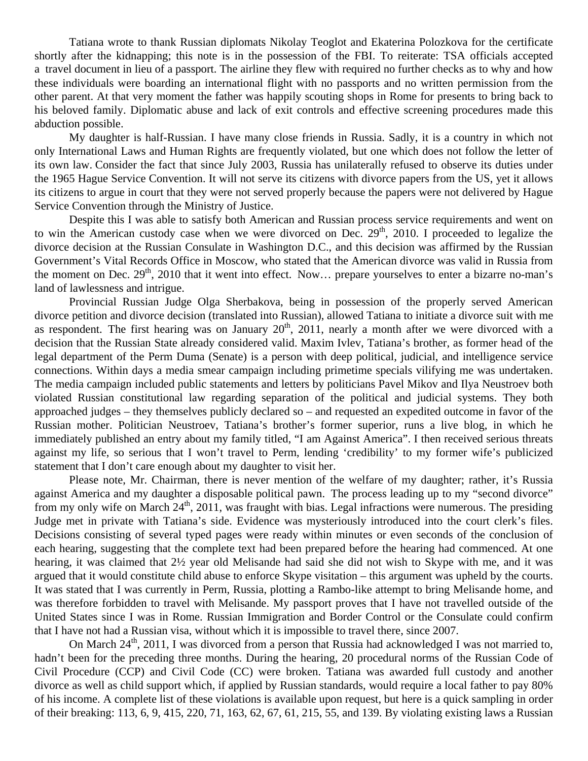Tatiana wrote to thank Russian diplomats Nikolay Teoglot and Ekaterina Polozkova for the certificate shortly after the kidnapping; this note is in the possession of the FBI. To reiterate: TSA officials accepted a travel document in lieu of a passport. The airline they flew with required no further checks as to why and how these individuals were boarding an international flight with no passports and no written permission from the other parent. At that very moment the father was happily scouting shops in Rome for presents to bring back to his beloved family. Diplomatic abuse and lack of exit controls and effective screening procedures made this abduction possible.

My daughter is half-Russian. I have many close friends in Russia. Sadly, it is a country in which not only International Laws and Human Rights are frequently violated, but one which does not follow the letter of its own law. Consider the fact that since July 2003, Russia has unilaterally refused to observe its duties under the 1965 Hague Service Convention. It will not serve its citizens with divorce papers from the US, yet it allows its citizens to argue in court that they were not served properly because the papers were not delivered by Hague Service Convention through the Ministry of Justice.

Despite this I was able to satisfy both American and Russian process service requirements and went on to win the American custody case when we were divorced on Dec. 29th, 2010. I proceeded to legalize the divorce decision at the Russian Consulate in Washington D.C., and this decision was affirmed by the Russian Government's Vital Records Office in Moscow, who stated that the American divorce was valid in Russia from the moment on Dec. 29th, 2010 that it went into effect. Now… prepare yourselves to enter a bizarre no-man's land of lawlessness and intrigue.

Provincial Russian Judge Olga Sherbakova, being in possession of the properly served American divorce petition and divorce decision (translated into Russian), allowed Tatiana to initiate a divorce suit with me as respondent. The first hearing was on January 20th, 2011, nearly a month after we were divorced with a decision that the Russian State already considered valid. Maxim Ivlev, Tatiana's brother, as former head of the legal department of the Perm Duma (Senate) is a person with deep political, judicial, and intelligence service connections. Within days a media smear campaign including primetime specials vilifying me was undertaken. The media campaign included public statements and letters by politicians Pavel Mikov and Ilya Neustroev both violated Russian constitutional law regarding separation of the political and judicial systems. They both approached judges – they themselves publicly declared so – and requested an expedited outcome in favor of the Russian mother. Politician Neustroev, Tatiana's brother's former superior, runs a live blog, in which he immediately published an entry about my family titled, "I am Against America". I then received serious threats against my life, so serious that I won't travel to Perm, lending 'credibility' to my former wife's publicized statement that I don't care enough about my daughter to visit her.

Please note, Mr. Chairman, there is never mention of the welfare of my daughter; rather, it's Russia against America and my daughter a disposable political pawn. The process leading up to my "second divorce" from my only wife on March 24th, 2011, was fraught with bias. Legal infractions were numerous. The presiding Judge met in private with Tatiana's side. Evidence was mysteriously introduced into the court clerk's files. Decisions consisting of several typed pages were ready within minutes or even seconds of the conclusion of each hearing, suggesting that the complete text had been prepared before the hearing had commenced. At one hearing, it was claimed that 2½ year old Melisande had said she did not wish to Skype with me, and it was argued that it would constitute child abuse to enforce Skype visitation – this argument was upheld by the courts. It was stated that I was currently in Perm, Russia, plotting a Rambo-like attempt to bring Melisande home, and was therefore forbidden to travel with Melisande. My passport proves that I have not travelled outside of the United States since I was in Rome. Russian Immigration and Border Control or the Consulate could confirm that I have not had a Russian visa, without which it is impossible to travel there, since 2007.

On March 24th, 2011, I was divorced from a person that Russia had acknowledged I was not married to, hadn't been for the preceding three months. During the hearing, 20 procedural norms of the Russian Code of Civil Procedure (CCP) and Civil Code (CC) were broken. Tatiana was awarded full custody and another divorce as well as child support which, if applied by Russian standards, would require a local father to pay 80% of his income. A complete list of these violations is available upon request, but here is a quick sampling in order of their breaking: 113, 6, 9, 415, 220, 71, 163, 62, 67, 61, 215, 55, and 139. By violating existing laws a Russian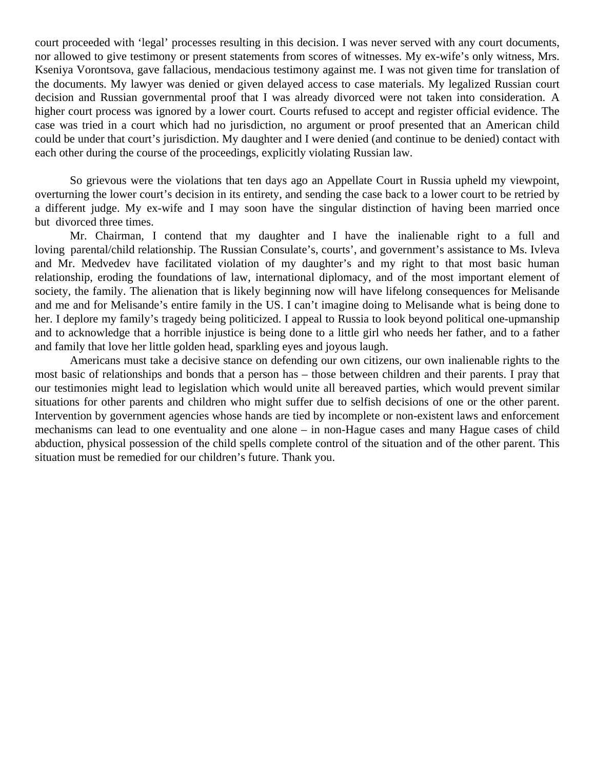court proceeded with 'legal' processes resulting in this decision. I was never served with any court documents, nor allowed to give testimony or present statements from scores of witnesses. My ex-wife's only witness, Mrs. Kseniya Vorontsova, gave fallacious, mendacious testimony against me. I was not given time for translation of the documents. My lawyer was denied or given delayed access to case materials. My legalized Russian court decision and Russian governmental proof that I was already divorced were not taken into consideration. A higher court process was ignored by a lower court. Courts refused to accept and register official evidence. The case was tried in a court which had no jurisdiction, no argument or proof presented that an American child could be under that court's jurisdiction. My daughter and I were denied (and continue to be denied) contact with each other during the course of the proceedings, explicitly violating Russian law.

So grievous were the violations that ten days ago an Appellate Court in Russia upheld my viewpoint, overturning the lower court's decision in its entirety, and sending the case back to a lower court to be retried by a different judge. My ex-wife and I may soon have the singular distinction of having been married once but divorced three times.

Mr. Chairman, I contend that my daughter and I have the inalienable right to a full and loving parental/child relationship. The Russian Consulate's, courts', and government's assistance to Ms. Ivleva and Mr. Medvedev have facilitated violation of my daughter's and my right to that most basic human relationship, eroding the foundations of law, international diplomacy, and of the most important element of society, the family. The alienation that is likely beginning now will have lifelong consequences for Melisande and me and for Melisande's entire family in the US. I can't imagine doing to Melisande what is being done to her. I deplore my family's tragedy being politicized. I appeal to Russia to look beyond political one-upmanship and to acknowledge that a horrible injustice is being done to a little girl who needs her father, and to a father and family that love her little golden head, sparkling eyes and joyous laugh.

Americans must take a decisive stance on defending our own citizens, our own inalienable rights to the most basic of relationships and bonds that a person has – those between children and their parents. I pray that our testimonies might lead to legislation which would unite all bereaved parties, which would prevent similar situations for other parents and children who might suffer due to selfish decisions of one or the other parent. Intervention by government agencies whose hands are tied by incomplete or non-existent laws and enforcement mechanisms can lead to one eventuality and one alone – in non-Hague cases and many Hague cases of child abduction, physical possession of the child spells complete control of the situation and of the other parent. This situation must be remedied for our children's future. Thank you.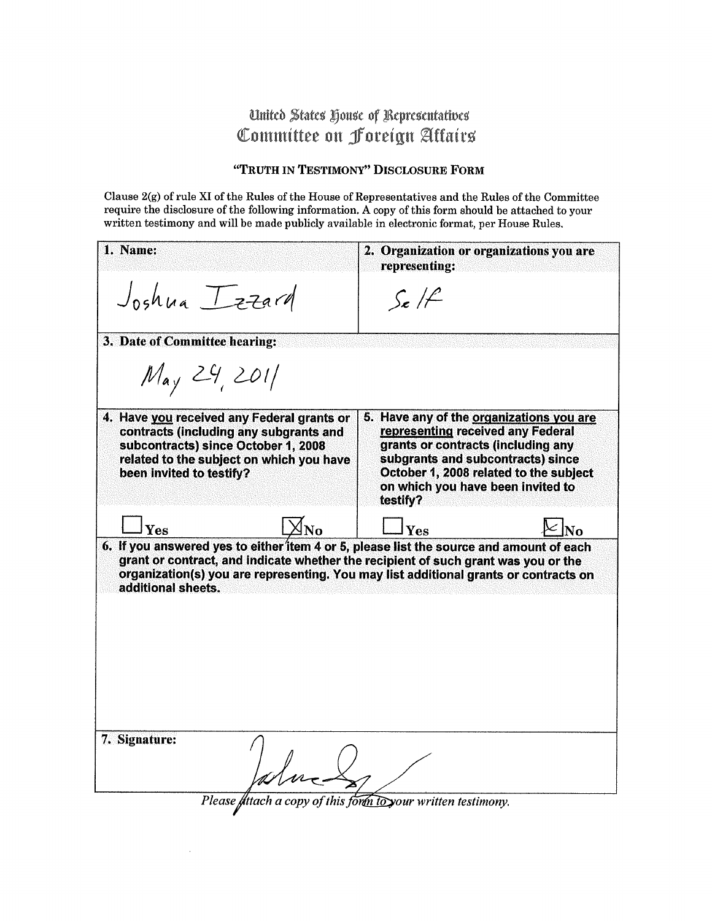# United States House of Representatives
# Committee on Foreign Affairs

## "TRUTH IN TESTIMONY" DISCLOSURE FORM

Clause 2(g) of rule XI of the Rules of the House of Representatives and the Rules of the Committee require the disclosure of the following information. A copy of this form should be attached to your written testimony and will be made publicly available in electronic format, per House Rules.

| | |
|---|---|
| **1. Name:** Joshua Izzard | **2. Organization or organizations you are representing:** Self |
| **3. Date of Committee hearing:** May 24, 2011 | |
| **4. Have you received any Federal grants or contracts (including any subgrants and subcontracts) since October 1, 2008 related to the subject on which you have been invited to testify?** ☐ Yes ☒ No | **5. Have any of the organizations you are representing received any Federal grants or contracts (including any subgrants and subcontracts) since October 1, 2008 related to the subject on which you have been invited to testify?** ☐ Yes ☒ No |
| **6. If you answered yes to either item 4 or 5, please list the source and amount of each grant or contract, and indicate whether the recipient of such grant was you or the organization(s) you are representing. You may list additional grants or contracts on additional sheets.** | |
| **7. Signature:** [signature] | |

*Please attach a copy of this form to your written testimony.*